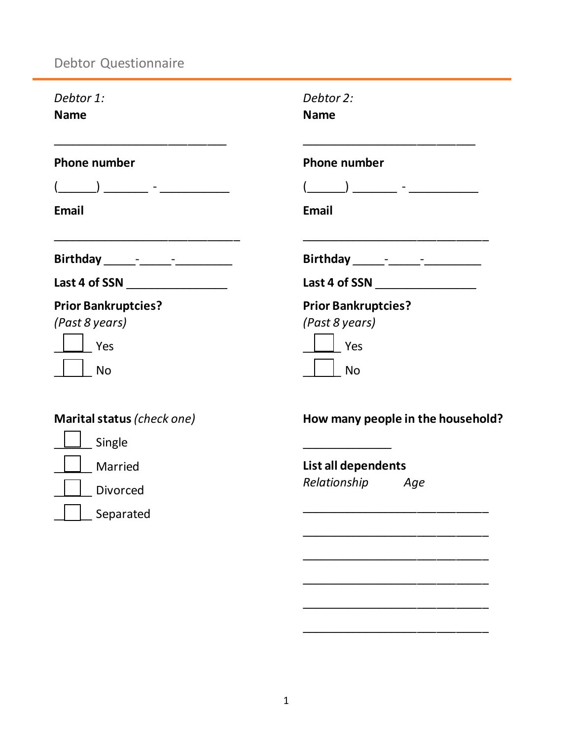# Debtor Questionnaire

*Debtor 1:*

**Name**

___________________________

**Phone number**

(______) _______ - ___________

**Email**

_____________________________

**Birthday** _____-_____-_________

**Last 4 of SSN** ________________

**Prior Bankruptcies?**
*(Past 8 years)*

☐ Yes

☐ No

*Debtor 2:*

**Name**

___________________________

**Phone number**

(______) _______ - ___________

**Email**

_____________________________

**Birthday** _____-_____-_________

**Last 4 of SSN** ________________

**Prior Bankruptcies?**
*(Past 8 years)*

☐ Yes

☐ No

**Marital status** *(check one)*

☐ Single

☐ Married

☐ Divorced

☐ Separated

**How many people in the household?**

______________

**List all dependents**

*Relationship* *Age*

_____________________________

_____________________________

_____________________________

_____________________________

_____________________________

_____________________________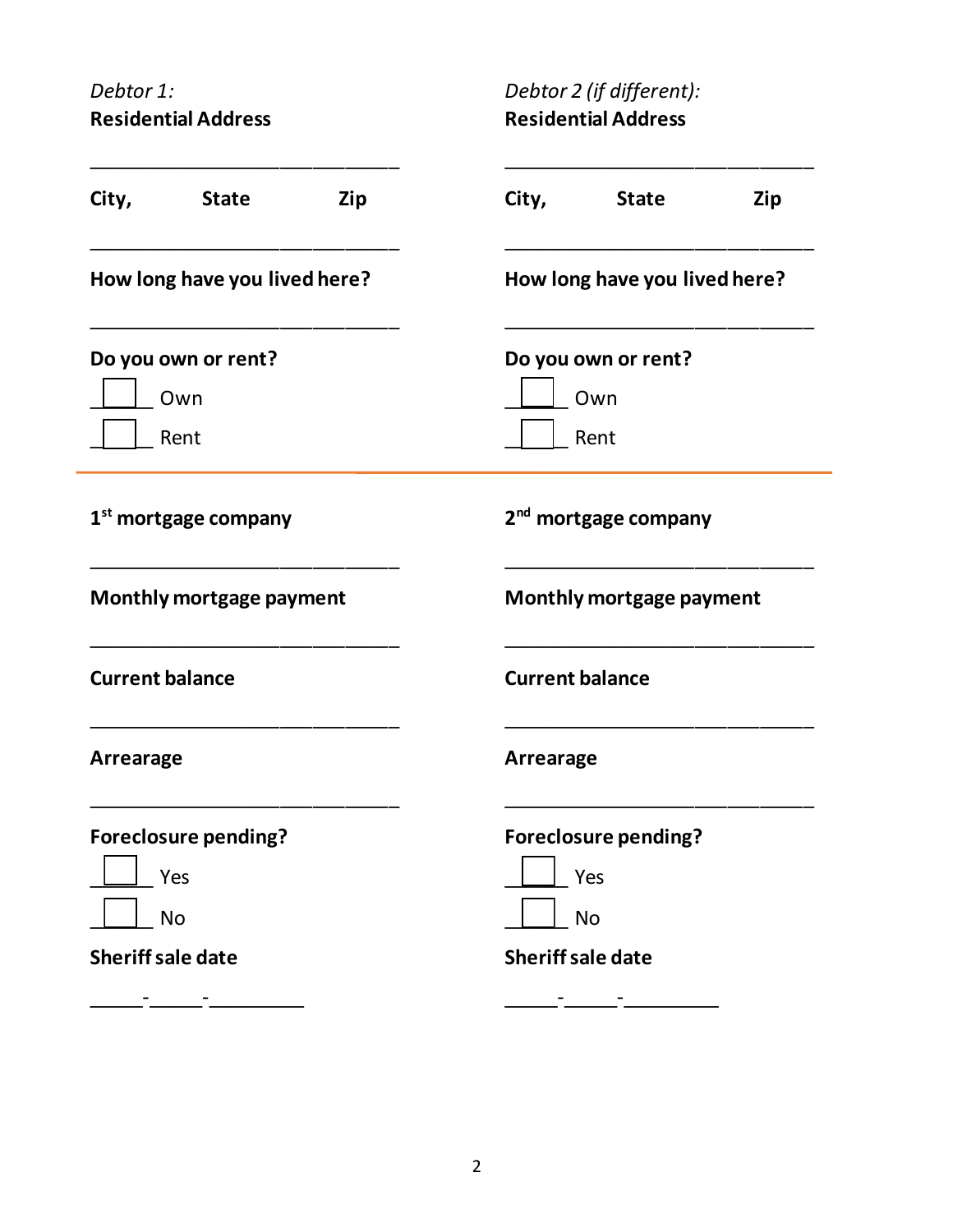*Debtor 1:*
**Residential Address**

\_\_\_\_\_\_\_\_\_\_\_\_\_\_\_\_\_\_\_\_\_\_\_\_\_\_\_\_\_\_\_\_

**City, State Zip**

\_\_\_\_\_\_\_\_\_\_\_\_\_\_\_\_\_\_\_\_\_\_\_\_\_\_\_\_\_\_\_\_

**How long have you lived here?**

\_\_\_\_\_\_\_\_\_\_\_\_\_\_\_\_\_\_\_\_\_\_\_\_\_\_\_\_\_\_\_\_

**Do you own or rent?**

☐ Own

☐ Rent

*Debtor 2 (if different):*
**Residential Address**

\_\_\_\_\_\_\_\_\_\_\_\_\_\_\_\_\_\_\_\_\_\_\_\_\_\_\_\_\_\_\_\_

**City, State Zip**

\_\_\_\_\_\_\_\_\_\_\_\_\_\_\_\_\_\_\_\_\_\_\_\_\_\_\_\_\_\_\_\_

**How long have you lived here?**

\_\_\_\_\_\_\_\_\_\_\_\_\_\_\_\_\_\_\_\_\_\_\_\_\_\_\_\_\_\_\_\_

**Do you own or rent?**

☐ Own

☐ Rent

---

**1st mortgage company**

\_\_\_\_\_\_\_\_\_\_\_\_\_\_\_\_\_\_\_\_\_\_\_\_\_\_\_\_\_\_\_\_

**Monthly mortgage payment**

\_\_\_\_\_\_\_\_\_\_\_\_\_\_\_\_\_\_\_\_\_\_\_\_\_\_\_\_\_\_\_\_

**Current balance**

\_\_\_\_\_\_\_\_\_\_\_\_\_\_\_\_\_\_\_\_\_\_\_\_\_\_\_\_\_\_\_\_

**Arrearage**

\_\_\_\_\_\_\_\_\_\_\_\_\_\_\_\_\_\_\_\_\_\_\_\_\_\_\_\_\_\_\_\_

**Foreclosure pending?**

☐ Yes

☐ No

**Sheriff sale date**

\_\_\_\_\_-\_\_\_\_\_-\_\_\_\_\_\_\_\_\_

**2nd mortgage company**

\_\_\_\_\_\_\_\_\_\_\_\_\_\_\_\_\_\_\_\_\_\_\_\_\_\_\_\_\_\_\_\_

**Monthly mortgage payment**

\_\_\_\_\_\_\_\_\_\_\_\_\_\_\_\_\_\_\_\_\_\_\_\_\_\_\_\_\_\_\_\_

**Current balance**

\_\_\_\_\_\_\_\_\_\_\_\_\_\_\_\_\_\_\_\_\_\_\_\_\_\_\_\_\_\_\_\_

**Arrearage**

\_\_\_\_\_\_\_\_\_\_\_\_\_\_\_\_\_\_\_\_\_\_\_\_\_\_\_\_\_\_\_\_

**Foreclosure pending?**

☐ Yes

☐ No

**Sheriff sale date**

\_\_\_\_\_-\_\_\_\_\_-\_\_\_\_\_\_\_\_\_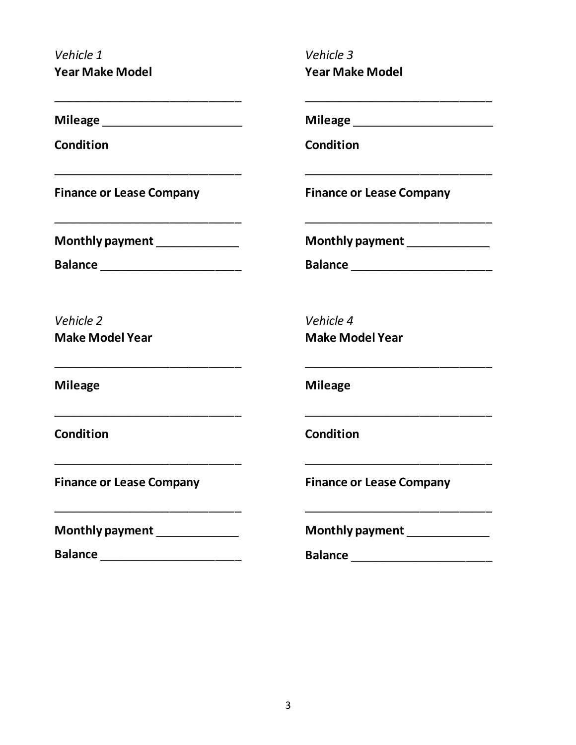*Vehicle 1*
**Year Make Model**

______________________________

**Mileage** ______________________

**Condition**

______________________________

**Finance or Lease Company**

______________________________

**Monthly payment** _____________

**Balance** ______________________

*Vehicle 2*
**Make Model Year**

______________________________

**Mileage**

______________________________

**Condition**

______________________________

**Finance or Lease Company**

______________________________

**Monthly payment** _____________

**Balance** ______________________

*Vehicle 3*
**Year Make Model**

______________________________

**Mileage** ______________________

**Condition**

______________________________

**Finance or Lease Company**

______________________________

**Monthly payment** _____________

**Balance** ______________________

*Vehicle 4*
**Make Model Year**

______________________________

**Mileage**

______________________________

**Condition**

______________________________

**Finance or Lease Company**

______________________________

**Monthly payment** _____________

**Balance** ______________________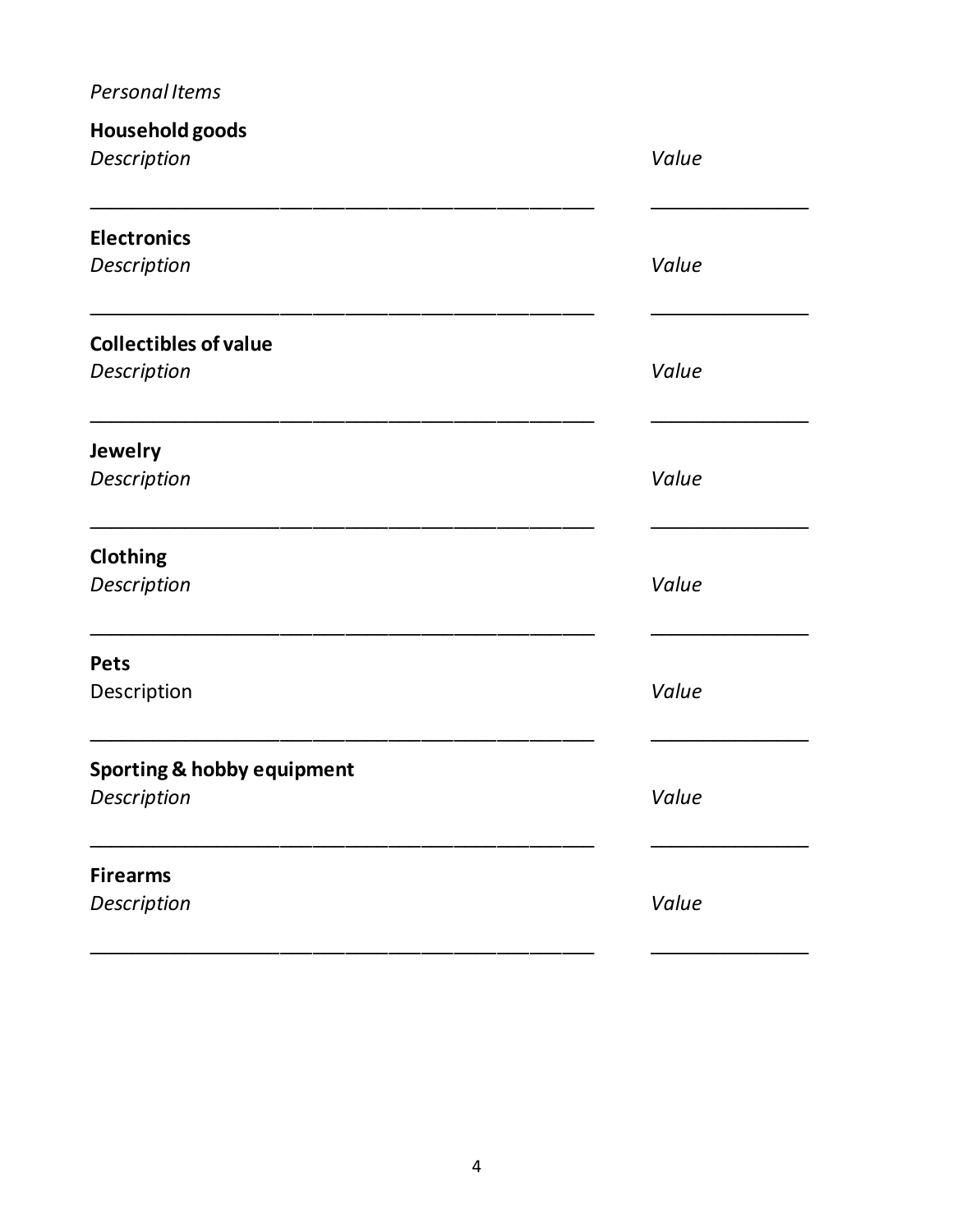*Personal Items*

**Household goods**

*Description* *Value*

_______________________________________________ _______________

**Electronics**

*Description* *Value*

_______________________________________________ _______________

**Collectibles of value**

*Description* *Value*

_______________________________________________ _______________

**Jewelry**

*Description* *Value*

_______________________________________________ _______________

**Clothing**

*Description* *Value*

_______________________________________________ _______________

**Pets**

Description *Value*

_______________________________________________ _______________

**Sporting & hobby equipment**

*Description* *Value*

_______________________________________________ _______________

**Firearms**

*Description* *Value*

_______________________________________________ _______________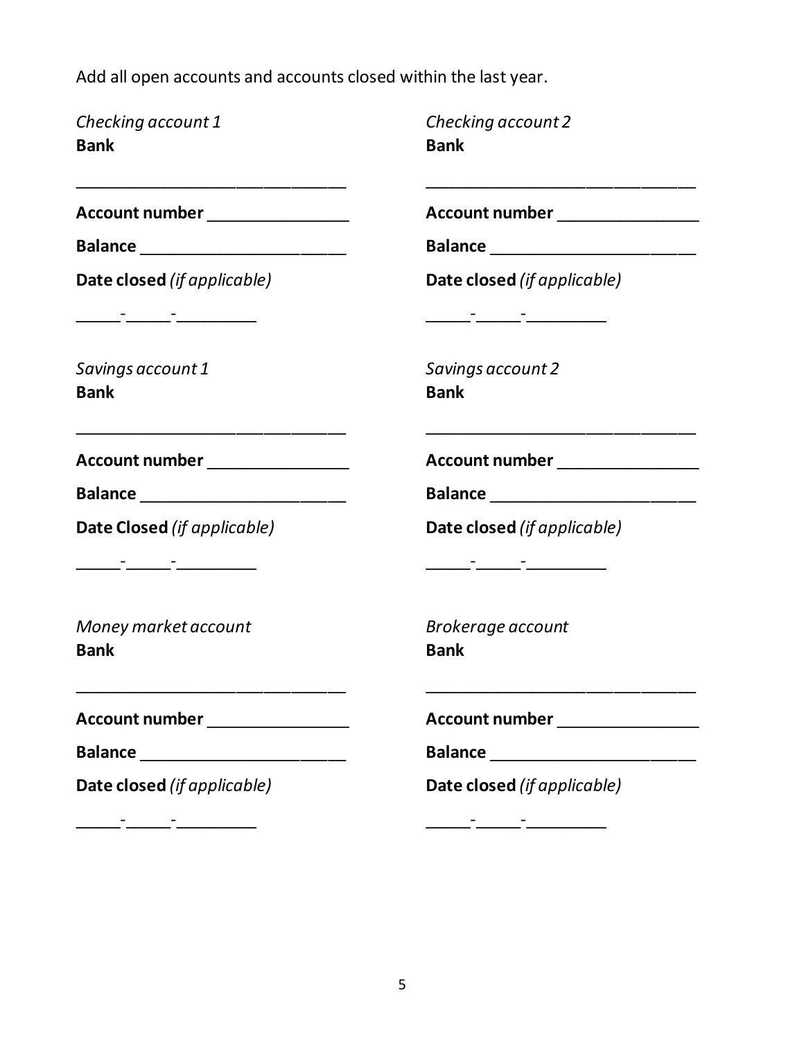Add all open accounts and accounts closed within the last year.

*Checking account 1*
**Bank**

______________________________

**Account number** ________________

**Balance** _______________________

**Date closed** *(if applicable)*

_____-_____-_________

*Checking account 2*
**Bank**

______________________________

**Account number** ________________

**Balance** _______________________

**Date closed** *(if applicable)*

_____-_____-_________

*Savings account 1*
**Bank**

______________________________

**Account number** ________________

**Balance** _______________________

**Date Closed** *(if applicable)*

_____-_____-_________

*Savings account 2*
**Bank**

______________________________

**Account number** ________________

**Balance** _______________________

**Date closed** *(if applicable)*

_____-_____-_________

*Money market account*
**Bank**

______________________________

**Account number** ________________

**Balance** _______________________

**Date closed** *(if applicable)*

_____-_____-_________

*Brokerage account*
**Bank**

______________________________

**Account number** ________________

**Balance** _______________________

**Date closed** *(if applicable)*

_____-_____-_________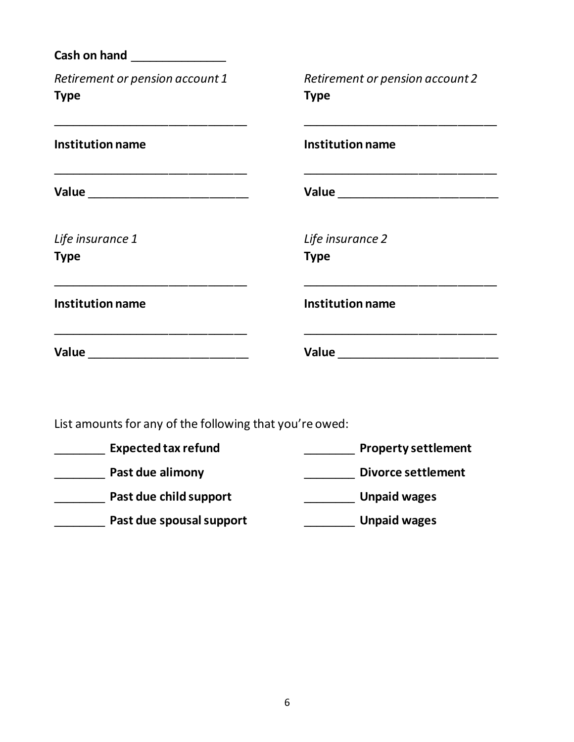**Cash on hand** ______________

*Retirement or pension account 1*

**Type**

______________________________

**Institution name**

______________________________

**Value** ________________________

*Retirement or pension account 2*

**Type**

______________________________

**Institution name**

______________________________

**Value** ________________________

*Life insurance 1*

**Type**

______________________________

**Institution name**

______________________________

**Value** ________________________

*Life insurance 2*

**Type**

______________________________

**Institution name**

______________________________

**Value** ________________________

List amounts for any of the following that you're owed:

________ **Expected tax refund**

________ **Past due alimony**

________ **Past due child support**

________ **Past due spousal support**

________ **Property settlement**

________ **Divorce settlement**

________ **Unpaid wages**

________ **Unpaid wages**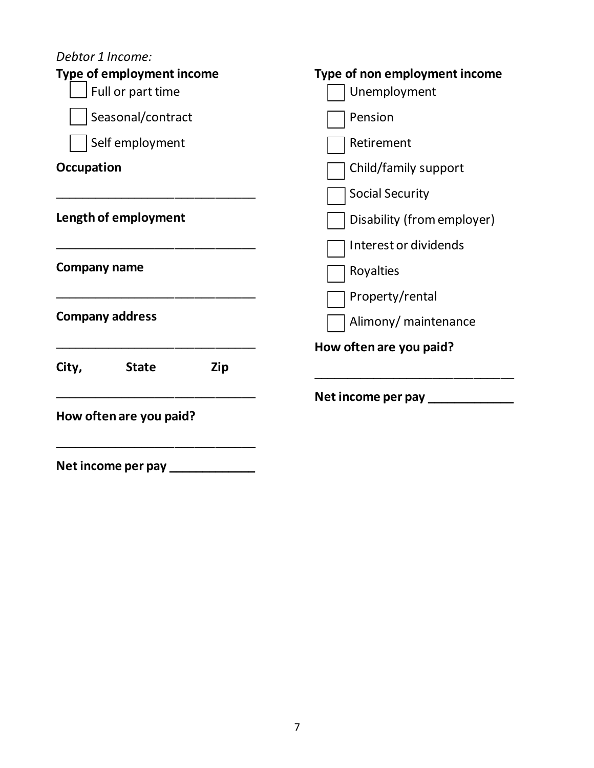*Debtor 1 Income:*

**Type of employment income**

- [ ] Full or part time
- [ ] Seasonal/contract
- [ ] Self employment

**Occupation**

______________________________

**Length of employment**

______________________________

**Company name**

______________________________

**Company address**

______________________________

**City, State Zip**

______________________________

**How often are you paid?**

______________________________

**Net income per pay** _____________

**Type of non employment income**

- [ ] Unemployment
- [ ] Pension
- [ ] Retirement
- [ ] Child/family support
- [ ] Social Security
- [ ] Disability (from employer)
- [ ] Interest or dividends
- [ ] Royalties
- [ ] Property/rental
- [ ] Alimony/ maintenance

**How often are you paid?**

______________________________

**Net income per pay** _____________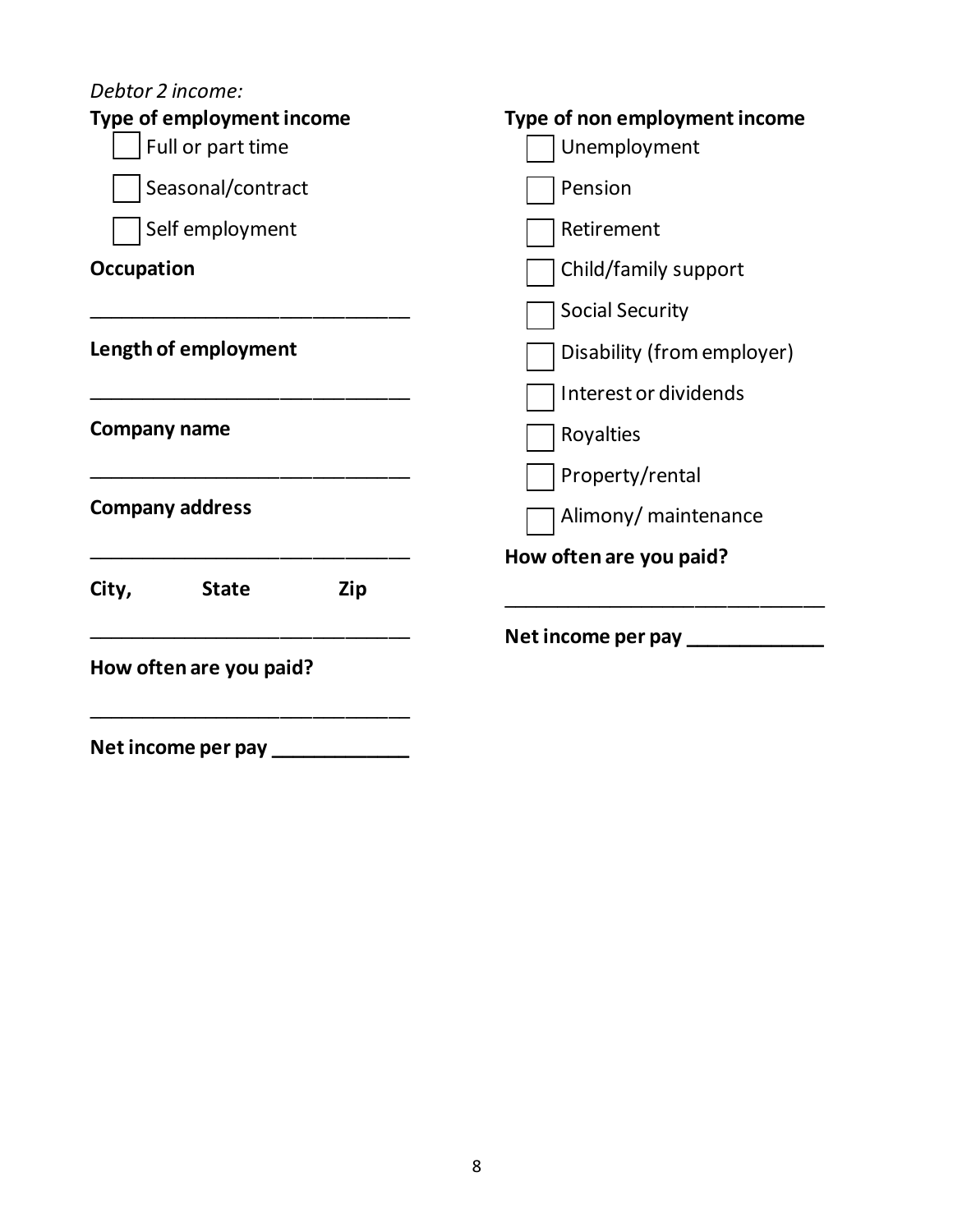*Debtor 2 income:*

**Type of employment income**

- [ ] Full or part time
- [ ] Seasonal/contract
- [ ] Self employment

**Occupation**

______________________________

**Length of employment**

______________________________

**Company name**

______________________________

**Company address**

______________________________

**City, State Zip**

______________________________

**How often are you paid?**

______________________________

**Net income per pay** _____________

**Type of non employment income**

- [ ] Unemployment
- [ ] Pension
- [ ] Retirement
- [ ] Child/family support
- [ ] Social Security
- [ ] Disability (from employer)
- [ ] Interest or dividends
- [ ] Royalties
- [ ] Property/rental
- [ ] Alimony/ maintenance

**How often are you paid?**

______________________________

**Net income per pay** _____________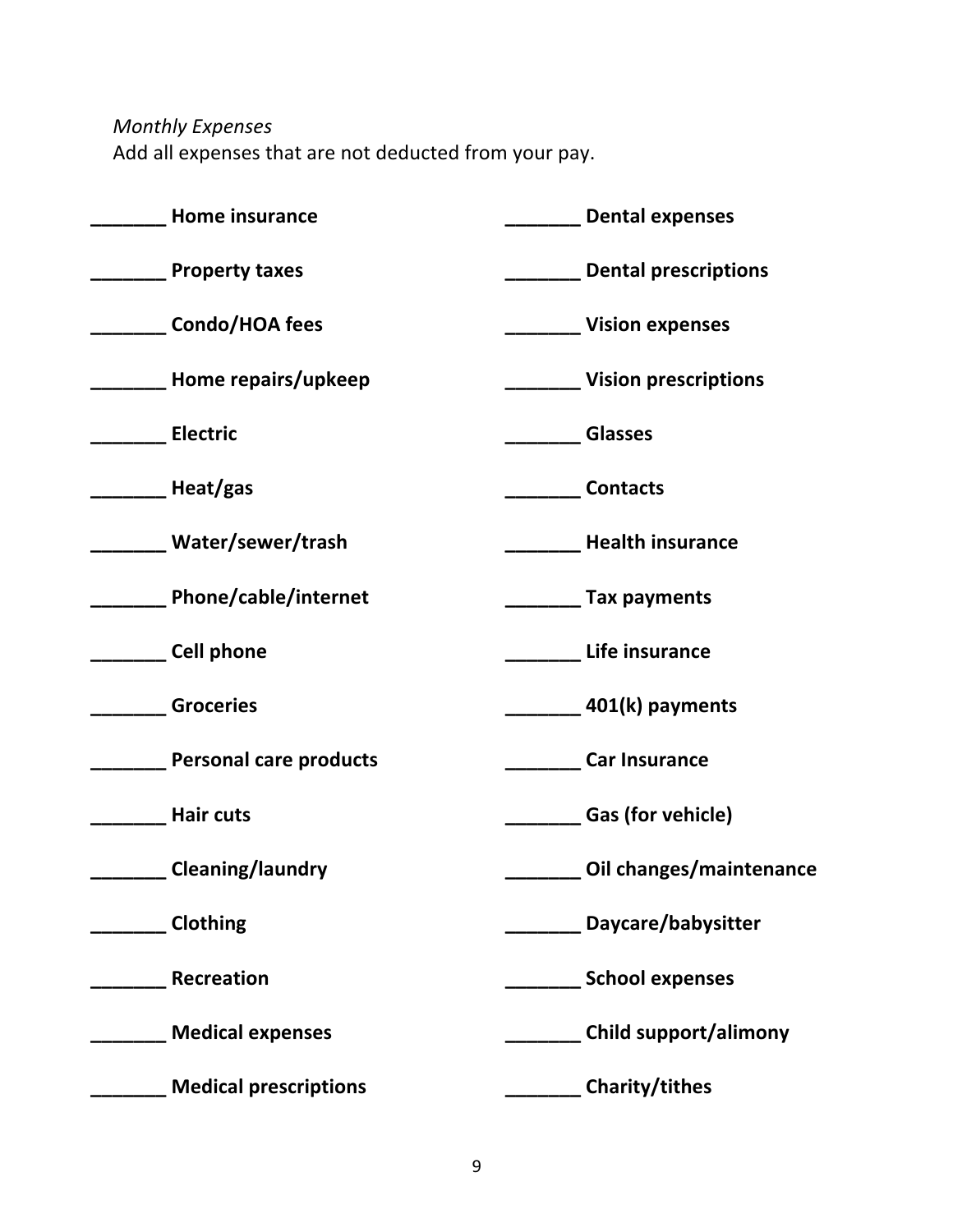*Monthly Expenses*

Add all expenses that are not deducted from your pay.

_______ **Home insurance**

_______ **Property taxes**

_______ **Condo/HOA fees**

_______ **Home repairs/upkeep**

_______ **Electric**

_______ **Heat/gas**

_______ **Water/sewer/trash**

_______ **Phone/cable/internet**

_______ **Cell phone**

_______ **Groceries**

_______ **Personal care products**

_______ **Hair cuts**

_______ **Cleaning/laundry**

_______ **Clothing**

_______ **Recreation**

_______ **Medical expenses**

_______ **Medical prescriptions**

_______ **Dental expenses**

_______ **Dental prescriptions**

_______ **Vision expenses**

_______ **Vision prescriptions**

_______ **Glasses**

_______ **Contacts**

_______ **Health insurance**

_______ **Tax payments**

_______ **Life insurance**

_______ **401(k) payments**

_______ **Car Insurance**

_______ **Gas (for vehicle)**

_______ **Oil changes/maintenance**

_______ **Daycare/babysitter**

_______ **School expenses**

_______ **Child support/alimony**

_______ **Charity/tithes**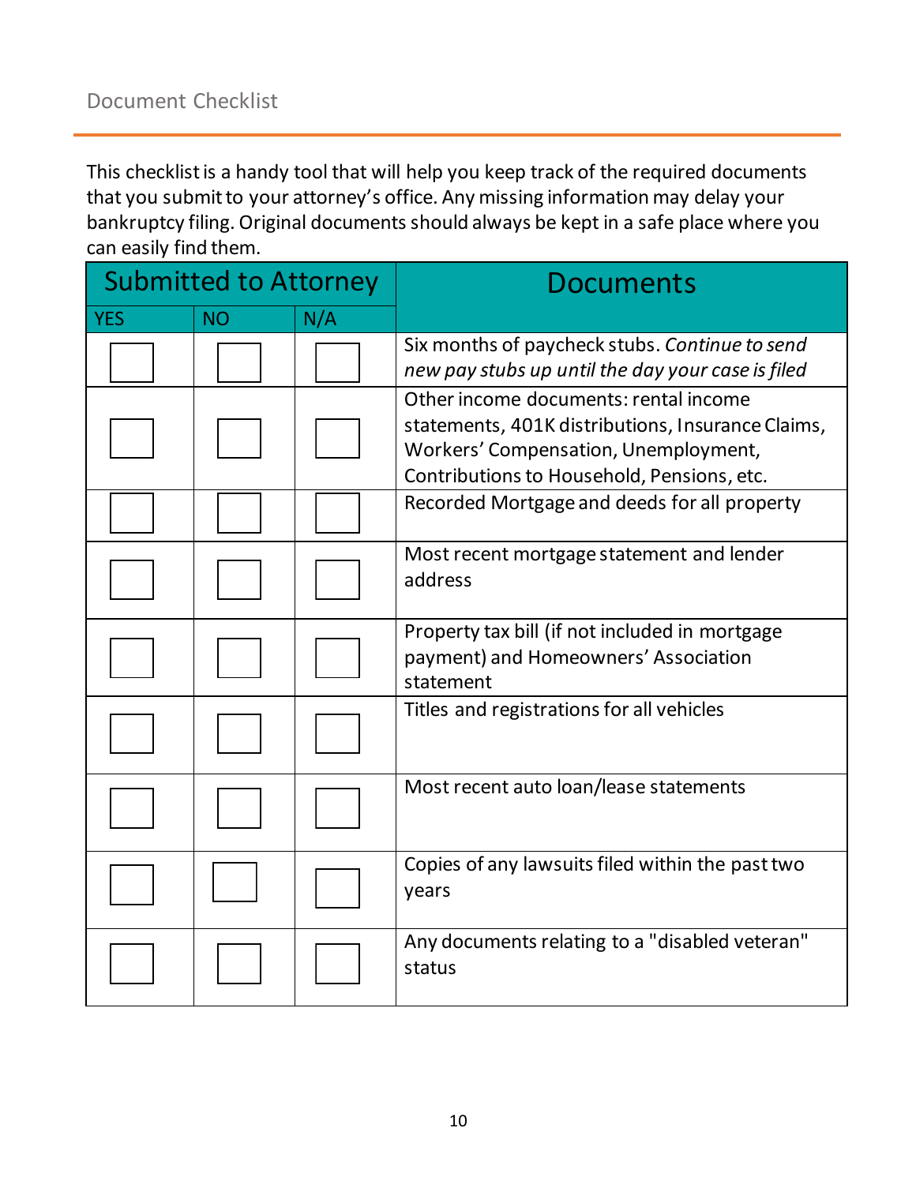## Document Checklist

This checklist is a handy tool that will help you keep track of the required documents that you submit to your attorney's office. Any missing information may delay your bankruptcy filing. Original documents should always be kept in a safe place where you can easily find them.

| Submitted to Attorney | | | Documents |
|---|---|---|---|
| YES | NO | N/A | |
| ☐ | ☐ | ☐ | Six months of paycheck stubs. *Continue to send new pay stubs up until the day your case is filed* |
| ☐ | ☐ | ☐ | Other income documents: rental income statements, 401K distributions, Insurance Claims, Workers' Compensation, Unemployment, Contributions to Household, Pensions, etc. |
| ☐ | ☐ | ☐ | Recorded Mortgage and deeds for all property |
| ☐ | ☐ | ☐ | Most recent mortgage statement and lender address |
| ☐ | ☐ | ☐ | Property tax bill (if not included in mortgage payment) and Homeowners' Association statement |
| ☐ | ☐ | ☐ | Titles and registrations for all vehicles |
| ☐ | ☐ | ☐ | Most recent auto loan/lease statements |
| ☐ | ☐ | ☐ | Copies of any lawsuits filed within the past two years |
| ☐ | ☐ | ☐ | Any documents relating to a "disabled veteran" status |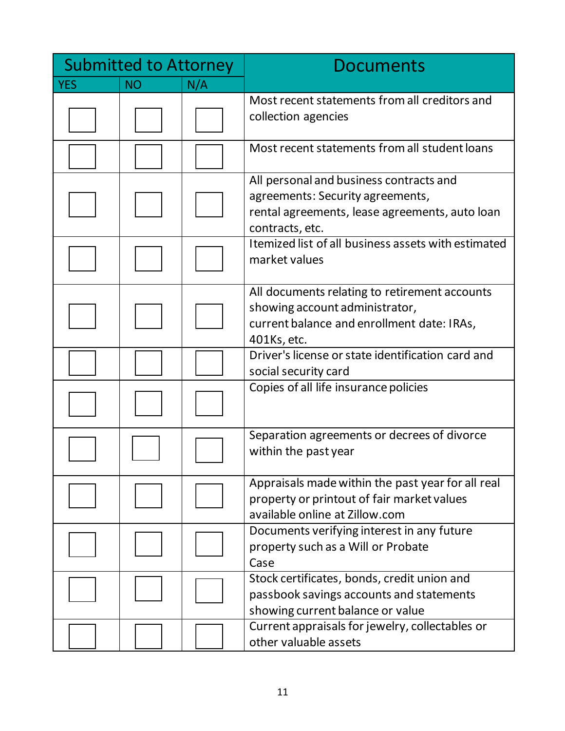| Submitted to Attorney | | | Documents |
|---|---|---|---|
| YES | NO | N/A | |
| ☐ | ☐ | ☐ | Most recent statements from all creditors and collection agencies |
| ☐ | ☐ | ☐ | Most recent statements from all student loans |
| ☐ | ☐ | ☐ | All personal and business contracts and agreements: Security agreements, rental agreements, lease agreements, auto loan contracts, etc. |
| ☐ | ☐ | ☐ | Itemized list of all business assets with estimated market values |
| ☐ | ☐ | ☐ | All documents relating to retirement accounts showing account administrator, current balance and enrollment date: IRAs, 401Ks, etc. |
| ☐ | ☐ | ☐ | Driver's license or state identification card and social security card |
| ☐ | ☐ | ☐ | Copies of all life insurance policies |
| ☐ | ☐ | ☐ | Separation agreements or decrees of divorce within the past year |
| ☐ | ☐ | ☐ | Appraisals made within the past year for all real property or printout of fair market values available online at Zillow.com |
| ☐ | ☐ | ☐ | Documents verifying interest in any future property such as a Will or Probate Case |
| ☐ | ☐ | ☐ | Stock certificates, bonds, credit union and passbook savings accounts and statements showing current balance or value |
| ☐ | ☐ | ☐ | Current appraisals for jewelry, collectables or other valuable assets |